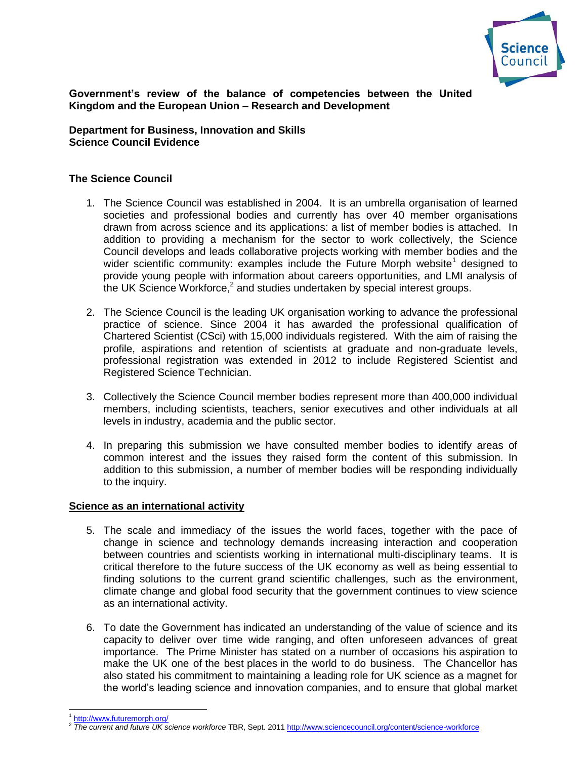**Government's review of the balance of competencies between the United Kingdom and the European Union – Research and Development**

**Department for Business, Innovation and Skills**
**Science Council Evidence**

## The Science Council

1. The Science Council was established in 2004. It is an umbrella organisation of learned societies and professional bodies and currently has over 40 member organisations drawn from across science and its applications: a list of member bodies is attached. In addition to providing a mechanism for the sector to work collectively, the Science Council develops and leads collaborative projects working with member bodies and the wider scientific community: examples include the Future Morph website[1] designed to provide young people with information about careers opportunities, and LMI analysis of the UK Science Workforce,[2] and studies undertaken by special interest groups.

2. The Science Council is the leading UK organisation working to advance the professional practice of science. Since 2004 it has awarded the professional qualification of Chartered Scientist (CSci) with 15,000 individuals registered. With the aim of raising the profile, aspirations and retention of scientists at graduate and non-graduate levels, professional registration was extended in 2012 to include Registered Scientist and Registered Science Technician.

3. Collectively the Science Council member bodies represent more than 400,000 individual members, including scientists, teachers, senior executives and other individuals at all levels in industry, academia and the public sector.

4. In preparing this submission we have consulted member bodies to identify areas of common interest and the issues they raised form the content of this submission. In addition to this submission, a number of member bodies will be responding individually to the inquiry.

## Science as an international activity

5. The scale and immediacy of the issues the world faces, together with the pace of change in science and technology demands increasing interaction and cooperation between countries and scientists working in international multi-disciplinary teams. It is critical therefore to the future success of the UK economy as well as being essential to finding solutions to the current grand scientific challenges, such as the environment, climate change and global food security that the government continues to view science as an international activity.

6. To date the Government has indicated an understanding of the value of science and its capacity to deliver over time wide ranging, and often unforeseen advances of great importance. The Prime Minister has stated on a number of occasions his aspiration to make the UK one of the best places in the world to do business. The Chancellor has also stated his commitment to maintaining a leading role for UK science as a magnet for the world's leading science and innovation companies, and to ensure that global market

---

[1] http://www.futuremorph.org/

[2] *The current and future UK science workforce* TBR, Sept. 2011 http://www.sciencecouncil.org/content/science-workforce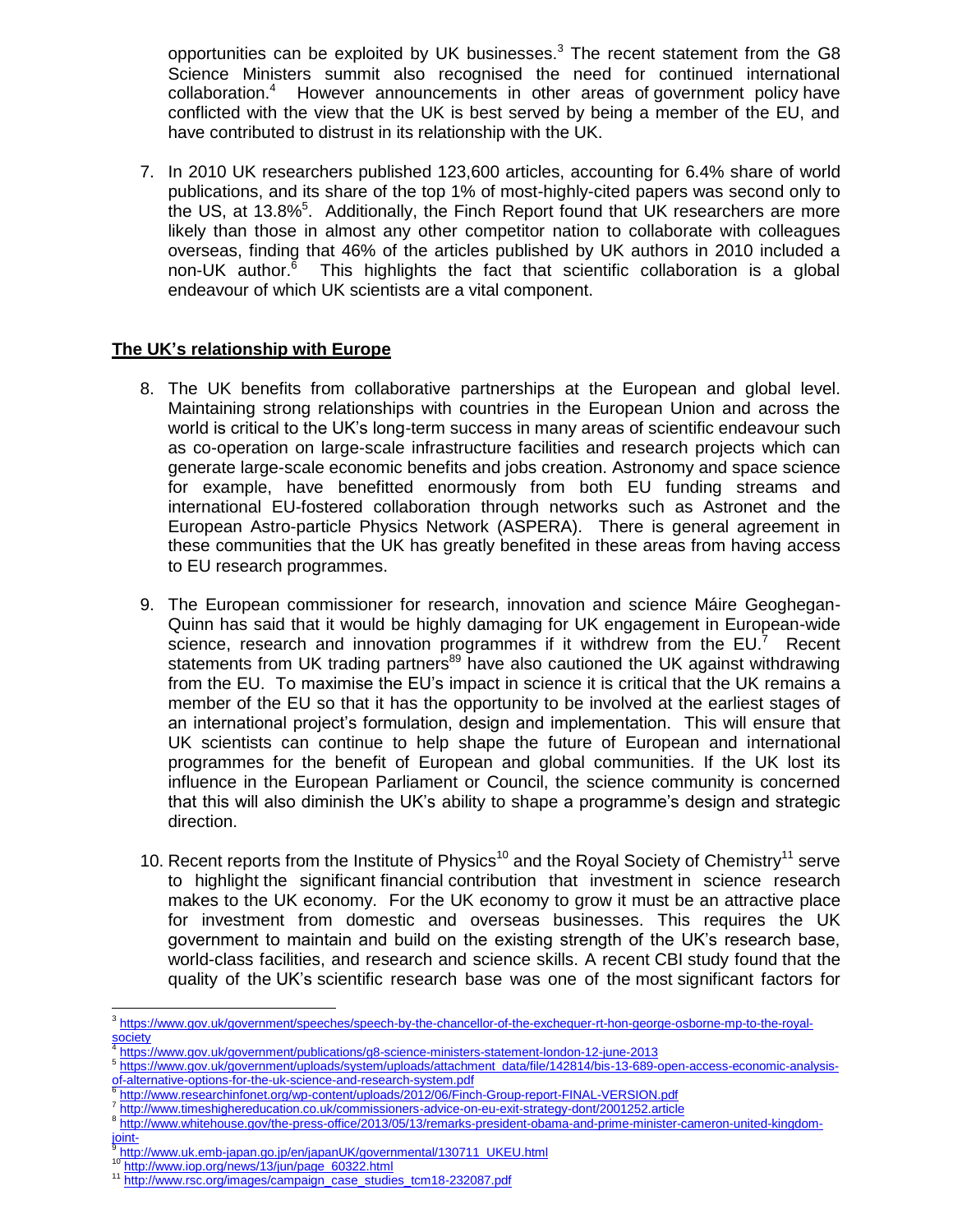opportunities can be exploited by UK businesses.[3] The recent statement from the G8 Science Ministers summit also recognised the need for continued international collaboration.[4] However announcements in other areas of government policy have conflicted with the view that the UK is best served by being a member of the EU, and have contributed to distrust in its relationship with the UK.

7. In 2010 UK researchers published 123,600 articles, accounting for 6.4% share of world publications, and its share of the top 1% of most-highly-cited papers was second only to the US, at 13.8%[5]. Additionally, the Finch Report found that UK researchers are more likely than those in almost any other competitor nation to collaborate with colleagues overseas, finding that 46% of the articles published by UK authors in 2010 included a non-UK author.[6] This highlights the fact that scientific collaboration is a global endeavour of which UK scientists are a vital component.

## The UK's relationship with Europe

8. The UK benefits from collaborative partnerships at the European and global level. Maintaining strong relationships with countries in the European Union and across the world is critical to the UK's long-term success in many areas of scientific endeavour such as co-operation on large-scale infrastructure facilities and research projects which can generate large-scale economic benefits and jobs creation. Astronomy and space science for example, have benefitted enormously from both EU funding streams and international EU-fostered collaboration through networks such as Astronet and the European Astro-particle Physics Network (ASPERA). There is general agreement in these communities that the UK has greatly benefited in these areas from having access to EU research programmes.

9. The European commissioner for research, innovation and science Máire Geoghegan-Quinn has said that it would be highly damaging for UK engagement in European-wide science, research and innovation programmes if it withdrew from the EU.[7] Recent statements from UK trading partners[8][9] have also cautioned the UK against withdrawing from the EU. To maximise the EU's impact in science it is critical that the UK remains a member of the EU so that it has the opportunity to be involved at the earliest stages of an international project's formulation, design and implementation. This will ensure that UK scientists can continue to help shape the future of European and international programmes for the benefit of European and global communities. If the UK lost its influence in the European Parliament or Council, the science community is concerned that this will also diminish the UK's ability to shape a programme's design and strategic direction.

10. Recent reports from the Institute of Physics[10] and the Royal Society of Chemistry[11] serve to highlight the significant financial contribution that investment in science research makes to the UK economy. For the UK economy to grow it must be an attractive place for investment from domestic and overseas businesses. This requires the UK government to maintain and build on the existing strength of the UK's research base, world-class facilities, and research and science skills. A recent CBI study found that the quality of the UK's scientific research base was one of the most significant factors for

---

[3] https://www.gov.uk/government/speeches/speech-by-the-chancellor-of-the-exchequer-rt-hon-george-osborne-mp-to-the-royal-society

[4] https://www.gov.uk/government/publications/g8-science-ministers-statement-london-12-june-2013

[5] https://www.gov.uk/government/uploads/system/uploads/attachment_data/file/142814/bis-13-689-open-access-economic-analysis-of-alternative-options-for-the-uk-science-and-research-system.pdf

[6] http://www.researchinfonet.org/wp-content/uploads/2012/06/Finch-Group-report-FINAL-VERSION.pdf

[7] http://www.timeshighereducation.co.uk/commissioners-advice-on-eu-exit-strategy-dont/2001252.article

[8] http://www.whitehouse.gov/the-press-office/2013/05/13/remarks-president-obama-and-prime-minister-cameron-united-kingdom-joint-

[9] http://www.uk.emb-japan.go.jp/en/japanUK/governmental/130711_UKEU.html

[10] http://www.iop.org/news/13/jun/page_60322.html

[11] http://www.rsc.org/images/campaign_case_studies_tcm18-232087.pdf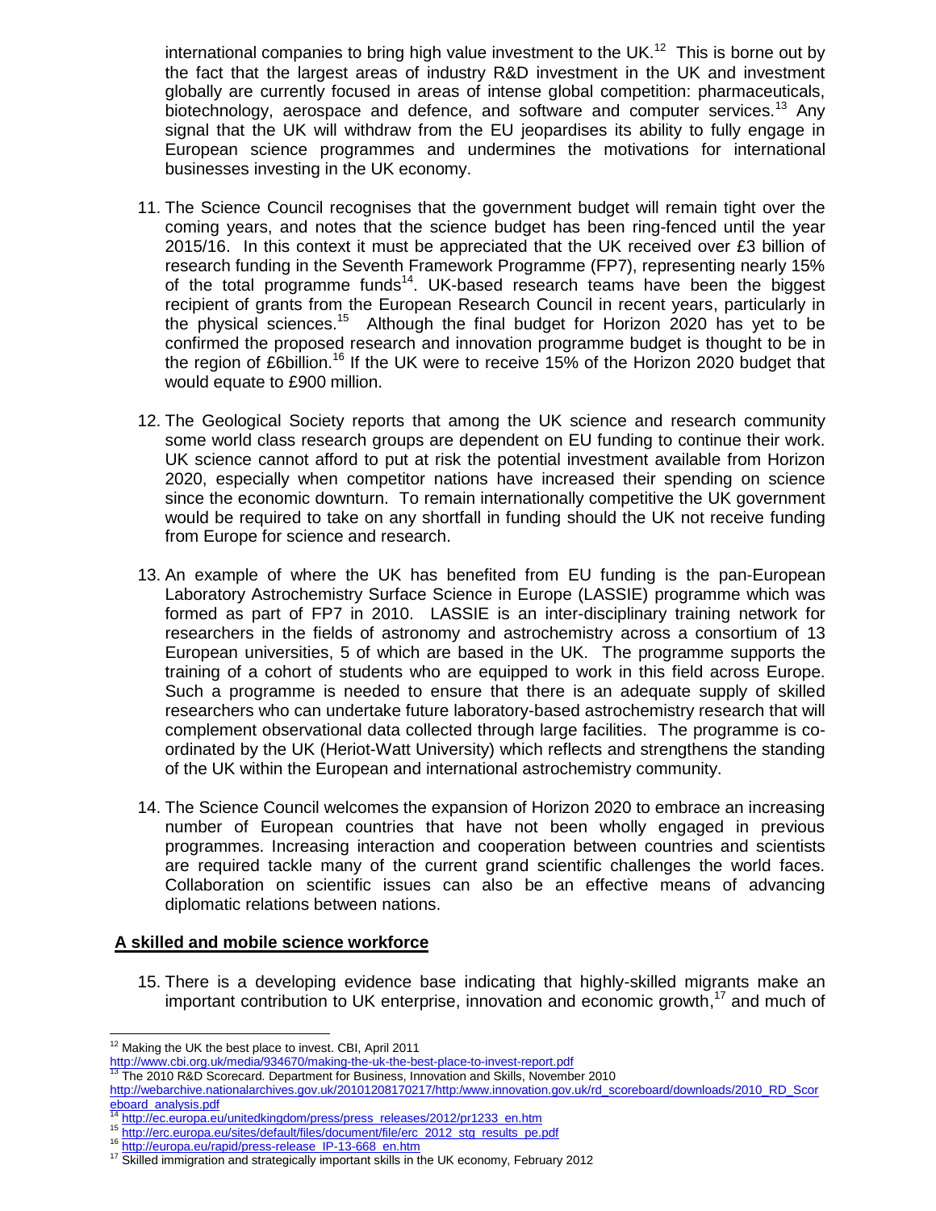international companies to bring high value investment to the UK.[12] This is borne out by the fact that the largest areas of industry R&D investment in the UK and investment globally are currently focused in areas of intense global competition: pharmaceuticals, biotechnology, aerospace and defence, and software and computer services.[13] Any signal that the UK will withdraw from the EU jeopardises its ability to fully engage in European science programmes and undermines the motivations for international businesses investing in the UK economy.

11. The Science Council recognises that the government budget will remain tight over the coming years, and notes that the science budget has been ring-fenced until the year 2015/16. In this context it must be appreciated that the UK received over £3 billion of research funding in the Seventh Framework Programme (FP7), representing nearly 15% of the total programme funds[14]. UK-based research teams have been the biggest recipient of grants from the European Research Council in recent years, particularly in the physical sciences.[15] Although the final budget for Horizon 2020 has yet to be confirmed the proposed research and innovation programme budget is thought to be in the region of £6billion.[16] If the UK were to receive 15% of the Horizon 2020 budget that would equate to £900 million.

12. The Geological Society reports that among the UK science and research community some world class research groups are dependent on EU funding to continue their work. UK science cannot afford to put at risk the potential investment available from Horizon 2020, especially when competitor nations have increased their spending on science since the economic downturn. To remain internationally competitive the UK government would be required to take on any shortfall in funding should the UK not receive funding from Europe for science and research.

13. An example of where the UK has benefited from EU funding is the pan-European Laboratory Astrochemistry Surface Science in Europe (LASSIE) programme which was formed as part of FP7 in 2010. LASSIE is an inter-disciplinary training network for researchers in the fields of astronomy and astrochemistry across a consortium of 13 European universities, 5 of which are based in the UK. The programme supports the training of a cohort of students who are equipped to work in this field across Europe. Such a programme is needed to ensure that there is an adequate supply of skilled researchers who can undertake future laboratory-based astrochemistry research that will complement observational data collected through large facilities. The programme is co-ordinated by the UK (Heriot-Watt University) which reflects and strengthens the standing of the UK within the European and international astrochemistry community.

14. The Science Council welcomes the expansion of Horizon 2020 to embrace an increasing number of European countries that have not been wholly engaged in previous programmes. Increasing interaction and cooperation between countries and scientists are required tackle many of the current grand scientific challenges the world faces. Collaboration on scientific issues can also be an effective means of advancing diplomatic relations between nations.

## A skilled and mobile science workforce

15. There is a developing evidence base indicating that highly-skilled migrants make an important contribution to UK enterprise, innovation and economic growth,[17] and much of

---

[12] Making the UK the best place to invest. CBI, April 2011 http://www.cbi.org.uk/media/934670/making-the-uk-the-best-place-to-invest-report.pdf

[13] The 2010 R&D Scorecard. Department for Business, Innovation and Skills, November 2010 http://webarchive.nationalarchives.gov.uk/20101208170217/http:/www.innovation.gov.uk/rd_scoreboard/downloads/2010_RD_Scoreboard_analysis.pdf

[14] http://ec.europa.eu/unitedkingdom/press/press_releases/2012/pr1233_en.htm

[15] http://erc.europa.eu/sites/default/files/document/file/erc_2012_stg_results_pe.pdf

[16] http://europa.eu/rapid/press-release_IP-13-668_en.htm

[17] Skilled immigration and strategically important skills in the UK economy, February 2012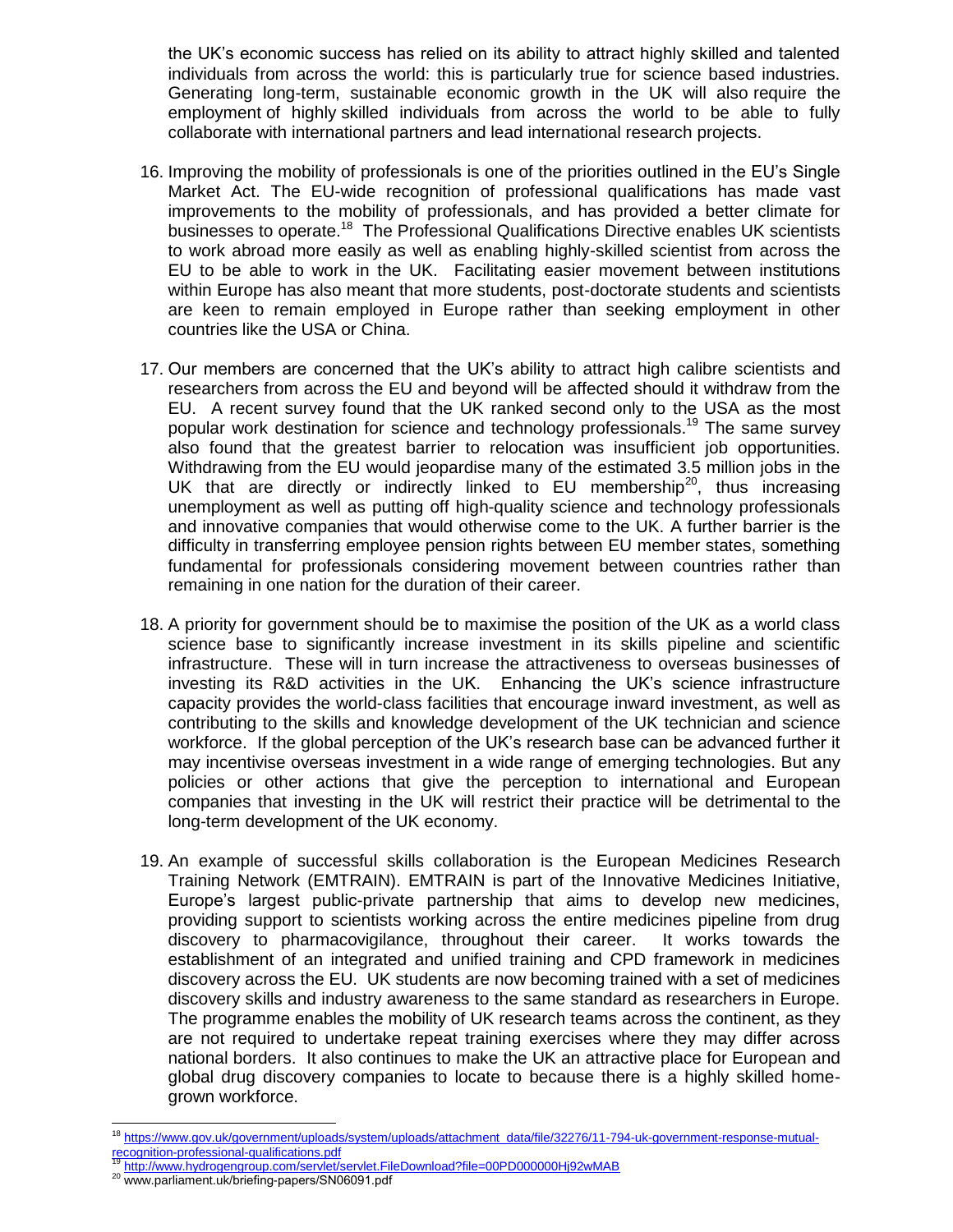the UK's economic success has relied on its ability to attract highly skilled and talented individuals from across the world: this is particularly true for science based industries. Generating long-term, sustainable economic growth in the UK will also require the employment of highly skilled individuals from across the world to be able to fully collaborate with international partners and lead international research projects.

16. Improving the mobility of professionals is one of the priorities outlined in the EU's Single Market Act. The EU-wide recognition of professional qualifications has made vast improvements to the mobility of professionals, and has provided a better climate for businesses to operate.[18] The Professional Qualifications Directive enables UK scientists to work abroad more easily as well as enabling highly-skilled scientist from across the EU to be able to work in the UK. Facilitating easier movement between institutions within Europe has also meant that more students, post-doctorate students and scientists are keen to remain employed in Europe rather than seeking employment in other countries like the USA or China.

17. Our members are concerned that the UK's ability to attract high calibre scientists and researchers from across the EU and beyond will be affected should it withdraw from the EU. A recent survey found that the UK ranked second only to the USA as the most popular work destination for science and technology professionals.[19] The same survey also found that the greatest barrier to relocation was insufficient job opportunities. Withdrawing from the EU would jeopardise many of the estimated 3.5 million jobs in the UK that are directly or indirectly linked to EU membership[20], thus increasing unemployment as well as putting off high-quality science and technology professionals and innovative companies that would otherwise come to the UK. A further barrier is the difficulty in transferring employee pension rights between EU member states, something fundamental for professionals considering movement between countries rather than remaining in one nation for the duration of their career.

18. A priority for government should be to maximise the position of the UK as a world class science base to significantly increase investment in its skills pipeline and scientific infrastructure. These will in turn increase the attractiveness to overseas businesses of investing its R&D activities in the UK. Enhancing the UK's science infrastructure capacity provides the world-class facilities that encourage inward investment, as well as contributing to the skills and knowledge development of the UK technician and science workforce. If the global perception of the UK's research base can be advanced further it may incentivise overseas investment in a wide range of emerging technologies. But any policies or other actions that give the perception to international and European companies that investing in the UK will restrict their practice will be detrimental to the long-term development of the UK economy.

19. An example of successful skills collaboration is the European Medicines Research Training Network (EMTRAIN). EMTRAIN is part of the Innovative Medicines Initiative, Europe's largest public-private partnership that aims to develop new medicines, providing support to scientists working across the entire medicines pipeline from drug discovery to pharmacovigilance, throughout their career. It works towards the establishment of an integrated and unified training and CPD framework in medicines discovery across the EU. UK students are now becoming trained with a set of medicines discovery skills and industry awareness to the same standard as researchers in Europe. The programme enables the mobility of UK research teams across the continent, as they are not required to undertake repeat training exercises where they may differ across national borders. It also continues to make the UK an attractive place for European and global drug discovery companies to locate to because there is a highly skilled home-grown workforce.

---

[18] https://www.gov.uk/government/uploads/system/uploads/attachment_data/file/32276/11-794-uk-government-response-mutual-recognition-professional-qualifications.pdf

[19] http://www.hydrogengroup.com/servlet/servlet.FileDownload?file=00PD000000Hj92wMAB

[20] www.parliament.uk/briefing-papers/SN06091.pdf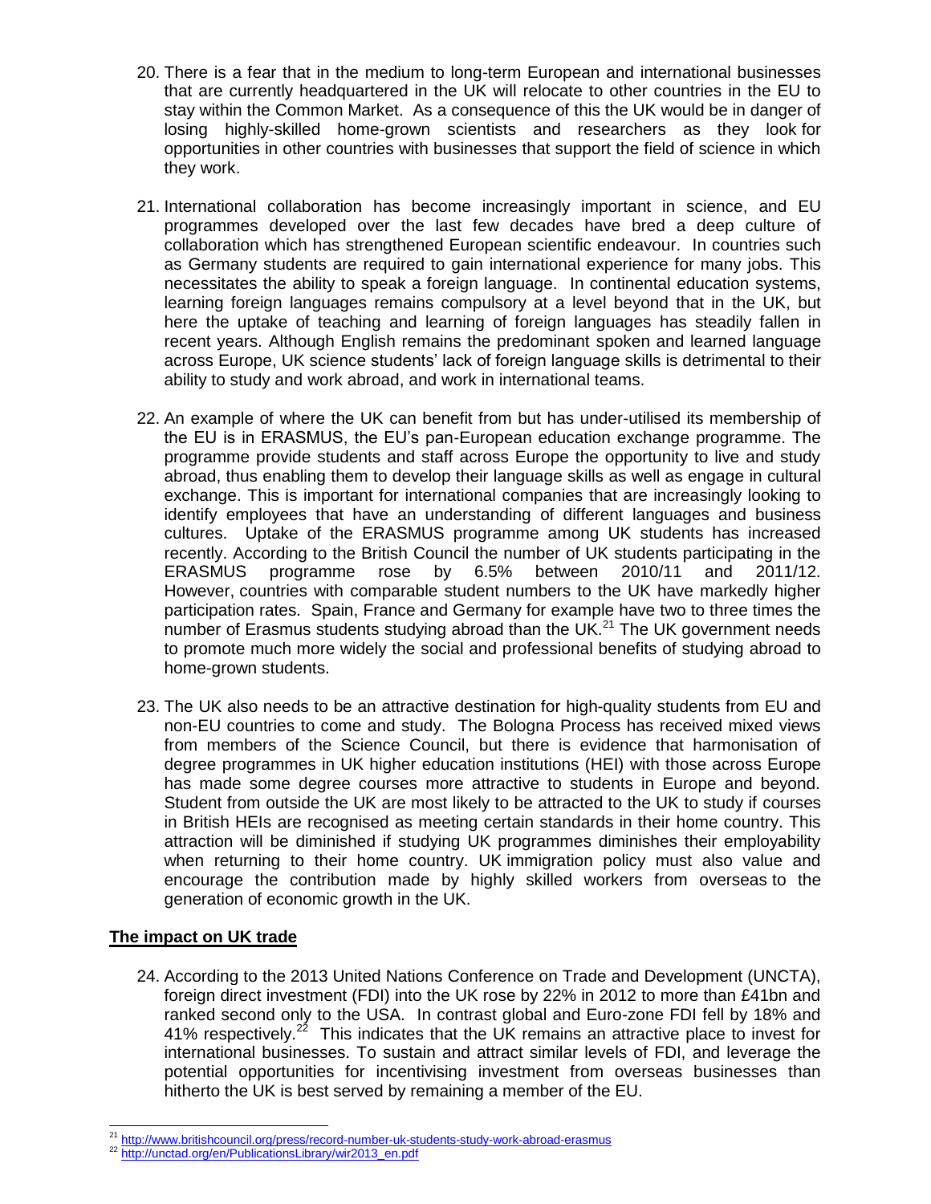20. There is a fear that in the medium to long-term European and international businesses that are currently headquartered in the UK will relocate to other countries in the EU to stay within the Common Market. As a consequence of this the UK would be in danger of losing highly-skilled home-grown scientists and researchers as they look for opportunities in other countries with businesses that support the field of science in which they work.

21. International collaboration has become increasingly important in science, and EU programmes developed over the last few decades have bred a deep culture of collaboration which has strengthened European scientific endeavour. In countries such as Germany students are required to gain international experience for many jobs. This necessitates the ability to speak a foreign language. In continental education systems, learning foreign languages remains compulsory at a level beyond that in the UK, but here the uptake of teaching and learning of foreign languages has steadily fallen in recent years. Although English remains the predominant spoken and learned language across Europe, UK science students' lack of foreign language skills is detrimental to their ability to study and work abroad, and work in international teams.

22. An example of where the UK can benefit from but has under-utilised its membership of the EU is in ERASMUS, the EU's pan-European education exchange programme. The programme provide students and staff across Europe the opportunity to live and study abroad, thus enabling them to develop their language skills as well as engage in cultural exchange. This is important for international companies that are increasingly looking to identify employees that have an understanding of different languages and business cultures. Uptake of the ERASMUS programme among UK students has increased recently. According to the British Council the number of UK students participating in the ERASMUS programme rose by 6.5% between 2010/11 and 2011/12. However, countries with comparable student numbers to the UK have markedly higher participation rates. Spain, France and Germany for example have two to three times the number of Erasmus students studying abroad than the UK.[21] The UK government needs to promote much more widely the social and professional benefits of studying abroad to home-grown students.

23. The UK also needs to be an attractive destination for high-quality students from EU and non-EU countries to come and study. The Bologna Process has received mixed views from members of the Science Council, but there is evidence that harmonisation of degree programmes in UK higher education institutions (HEI) with those across Europe has made some degree courses more attractive to students in Europe and beyond. Student from outside the UK are most likely to be attracted to the UK to study if courses in British HEIs are recognised as meeting certain standards in their home country. This attraction will be diminished if studying UK programmes diminishes their employability when returning to their home country. UK immigration policy must also value and encourage the contribution made by highly skilled workers from overseas to the generation of economic growth in the UK.

**The impact on UK trade**

24. According to the 2013 United Nations Conference on Trade and Development (UNCTA), foreign direct investment (FDI) into the UK rose by 22% in 2012 to more than £41bn and ranked second only to the USA. In contrast global and Euro-zone FDI fell by 18% and 41% respectively.[22] This indicates that the UK remains an attractive place to invest for international businesses. To sustain and attract similar levels of FDI, and leverage the potential opportunities for incentivising investment from overseas businesses than hitherto the UK is best served by remaining a member of the EU.

---

[21] http://www.britishcouncil.org/press/record-number-uk-students-study-work-abroad-erasmus

[22] http://unctad.org/en/PublicationsLibrary/wir2013_en.pdf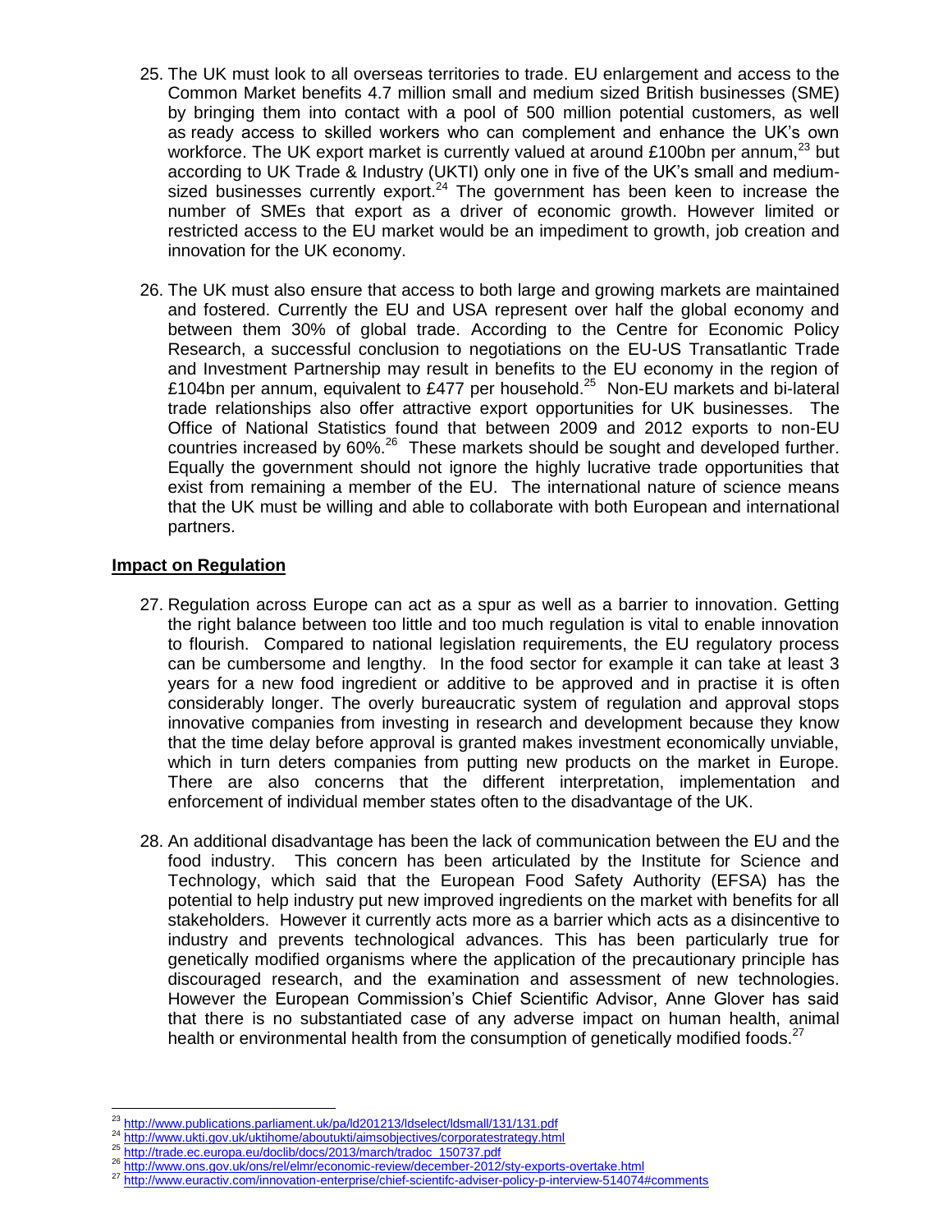25. The UK must look to all overseas territories to trade. EU enlargement and access to the Common Market benefits 4.7 million small and medium sized British businesses (SME) by bringing them into contact with a pool of 500 million potential customers, as well as ready access to skilled workers who can complement and enhance the UK's own workforce. The UK export market is currently valued at around £100bn per annum,[23] but according to UK Trade & Industry (UKTI) only one in five of the UK's small and medium-sized businesses currently export.[24] The government has been keen to increase the number of SMEs that export as a driver of economic growth. However limited or restricted access to the EU market would be an impediment to growth, job creation and innovation for the UK economy.

26. The UK must also ensure that access to both large and growing markets are maintained and fostered. Currently the EU and USA represent over half the global economy and between them 30% of global trade. According to the Centre for Economic Policy Research, a successful conclusion to negotiations on the EU-US Transatlantic Trade and Investment Partnership may result in benefits to the EU economy in the region of £104bn per annum, equivalent to £477 per household.[25] Non-EU markets and bi-lateral trade relationships also offer attractive export opportunities for UK businesses. The Office of National Statistics found that between 2009 and 2012 exports to non-EU countries increased by 60%.[26] These markets should be sought and developed further. Equally the government should not ignore the highly lucrative trade opportunities that exist from remaining a member of the EU. The international nature of science means that the UK must be willing and able to collaborate with both European and international partners.

## Impact on Regulation

27. Regulation across Europe can act as a spur as well as a barrier to innovation. Getting the right balance between too little and too much regulation is vital to enable innovation to flourish. Compared to national legislation requirements, the EU regulatory process can be cumbersome and lengthy. In the food sector for example it can take at least 3 years for a new food ingredient or additive to be approved and in practise it is often considerably longer. The overly bureaucratic system of regulation and approval stops innovative companies from investing in research and development because they know that the time delay before approval is granted makes investment economically unviable, which in turn deters companies from putting new products on the market in Europe. There are also concerns that the different interpretation, implementation and enforcement of individual member states often to the disadvantage of the UK.

28. An additional disadvantage has been the lack of communication between the EU and the food industry. This concern has been articulated by the Institute for Science and Technology, which said that the European Food Safety Authority (EFSA) has the potential to help industry put new improved ingredients on the market with benefits for all stakeholders. However it currently acts more as a barrier which acts as a disincentive to industry and prevents technological advances. This has been particularly true for genetically modified organisms where the application of the precautionary principle has discouraged research, and the examination and assessment of new technologies. However the European Commission's Chief Scientific Advisor, Anne Glover has said that there is no substantiated case of any adverse impact on human health, animal health or environmental health from the consumption of genetically modified foods.[27]

---

[23] http://www.publications.parliament.uk/pa/ld201213/ldselect/ldsmall/131/131.pdf
[24] http://www.ukti.gov.uk/uktihome/aboutukti/aimsobjectives/corporatestrategy.html
[25] http://trade.ec.europa.eu/doclib/docs/2013/march/tradoc_150737.pdf
[26] http://www.ons.gov.uk/ons/rel/elmr/economic-review/december-2012/sty-exports-overtake.html
[27] http://www.euractiv.com/innovation-enterprise/chief-scientifc-adviser-policy-p-interview-514074#comments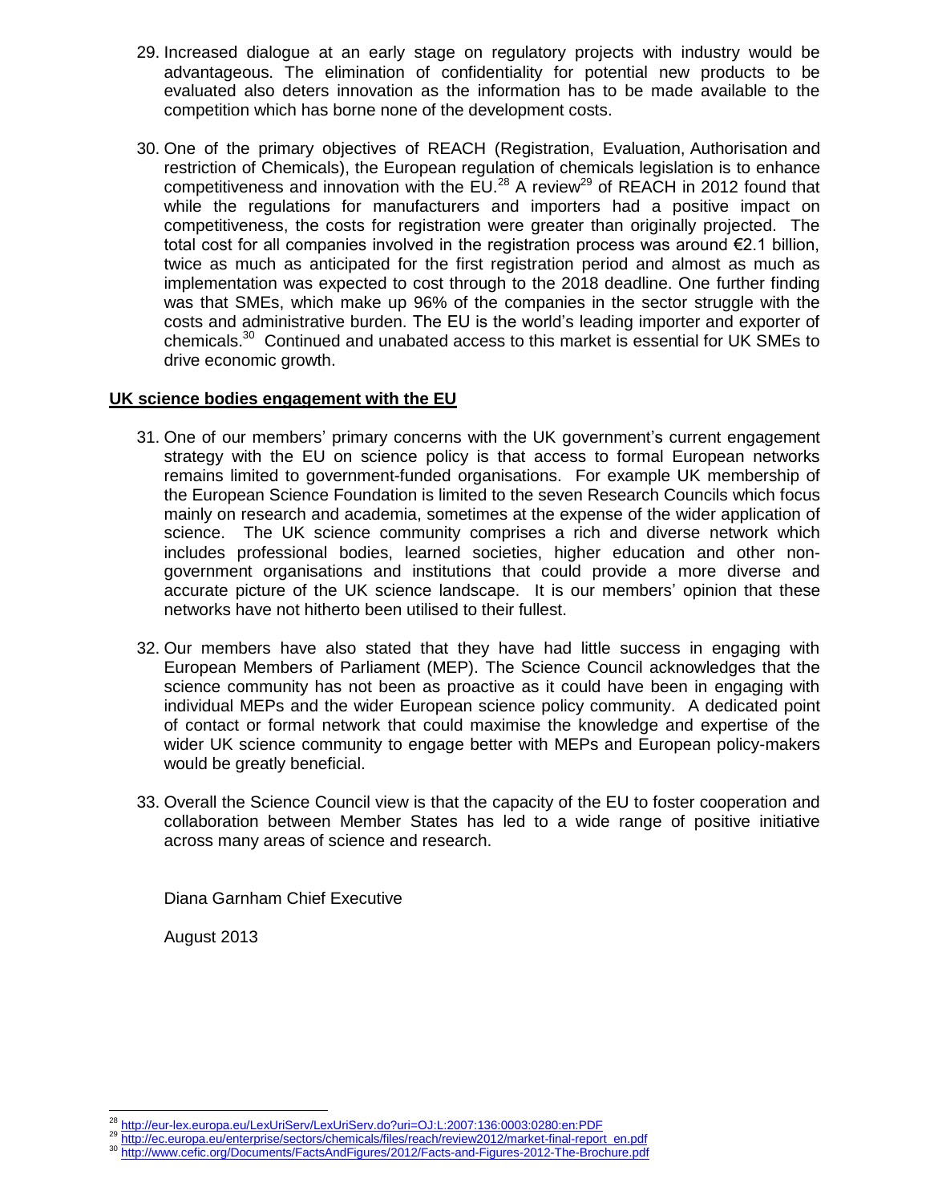29. Increased dialogue at an early stage on regulatory projects with industry would be advantageous. The elimination of confidentiality for potential new products to be evaluated also deters innovation as the information has to be made available to the competition which has borne none of the development costs.

30. One of the primary objectives of REACH (Registration, Evaluation, Authorisation and restriction of Chemicals), the European regulation of chemicals legislation is to enhance competitiveness and innovation with the EU.[28] A review[29] of REACH in 2012 found that while the regulations for manufacturers and importers had a positive impact on competitiveness, the costs for registration were greater than originally projected. The total cost for all companies involved in the registration process was around €2.1 billion, twice as much as anticipated for the first registration period and almost as much as implementation was expected to cost through to the 2018 deadline. One further finding was that SMEs, which make up 96% of the companies in the sector struggle with the costs and administrative burden. The EU is the world's leading importer and exporter of chemicals.[30] Continued and unabated access to this market is essential for UK SMEs to drive economic growth.

## UK science bodies engagement with the EU

31. One of our members' primary concerns with the UK government's current engagement strategy with the EU on science policy is that access to formal European networks remains limited to government-funded organisations. For example UK membership of the European Science Foundation is limited to the seven Research Councils which focus mainly on research and academia, sometimes at the expense of the wider application of science. The UK science community comprises a rich and diverse network which includes professional bodies, learned societies, higher education and other non-government organisations and institutions that could provide a more diverse and accurate picture of the UK science landscape. It is our members' opinion that these networks have not hitherto been utilised to their fullest.

32. Our members have also stated that they have had little success in engaging with European Members of Parliament (MEP). The Science Council acknowledges that the science community has not been as proactive as it could have been in engaging with individual MEPs and the wider European science policy community. A dedicated point of contact or formal network that could maximise the knowledge and expertise of the wider UK science community to engage better with MEPs and European policy-makers would be greatly beneficial.

33. Overall the Science Council view is that the capacity of the EU to foster cooperation and collaboration between Member States has led to a wide range of positive initiative across many areas of science and research.

Diana Garnham Chief Executive

August 2013

---

[28] http://eur-lex.europa.eu/LexUriServ/LexUriServ.do?uri=OJ:L:2007:136:0003:0280:en:PDF

[29] http://ec.europa.eu/enterprise/sectors/chemicals/files/reach/review2012/market-final-report_en.pdf

[30] http://www.cefic.org/Documents/FactsAndFigures/2012/Facts-and-Figures-2012-The-Brochure.pdf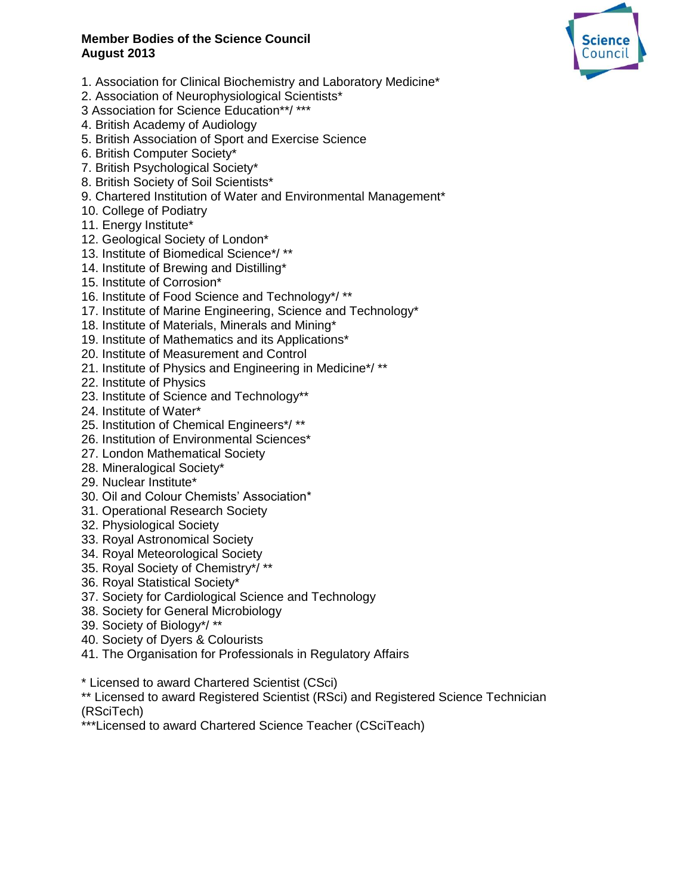**Member Bodies of the Science Council**
**August 2013**

1. Association for Clinical Biochemistry and Laboratory Medicine*
2. Association of Neurophysiological Scientists*
3 Association for Science Education**/ ***
4. British Academy of Audiology
5. British Association of Sport and Exercise Science
6. British Computer Society*
7. British Psychological Society*
8. British Society of Soil Scientists*
9. Chartered Institution of Water and Environmental Management*
10. College of Podiatry
11. Energy Institute*
12. Geological Society of London*
13. Institute of Biomedical Science*/ **
14. Institute of Brewing and Distilling*
15. Institute of Corrosion*
16. Institute of Food Science and Technology*/ **
17. Institute of Marine Engineering, Science and Technology*
18. Institute of Materials, Minerals and Mining*
19. Institute of Mathematics and its Applications*
20. Institute of Measurement and Control
21. Institute of Physics and Engineering in Medicine*/ **
22. Institute of Physics
23. Institute of Science and Technology**
24. Institute of Water*
25. Institution of Chemical Engineers*/ **
26. Institution of Environmental Sciences*
27. London Mathematical Society
28. Mineralogical Society*
29. Nuclear Institute*
30. Oil and Colour Chemists' Association*
31. Operational Research Society
32. Physiological Society
33. Royal Astronomical Society
34. Royal Meteorological Society
35. Royal Society of Chemistry*/ **
36. Royal Statistical Society*
37. Society for Cardiological Science and Technology
38. Society for General Microbiology
39. Society of Biology*/ **
40. Society of Dyers & Colourists
41. The Organisation for Professionals in Regulatory Affairs

\* Licensed to award Chartered Scientist (CSci)
** Licensed to award Registered Scientist (RSci) and Registered Science Technician (RSciTech)
***Licensed to award Chartered Science Teacher (CSciTeach)